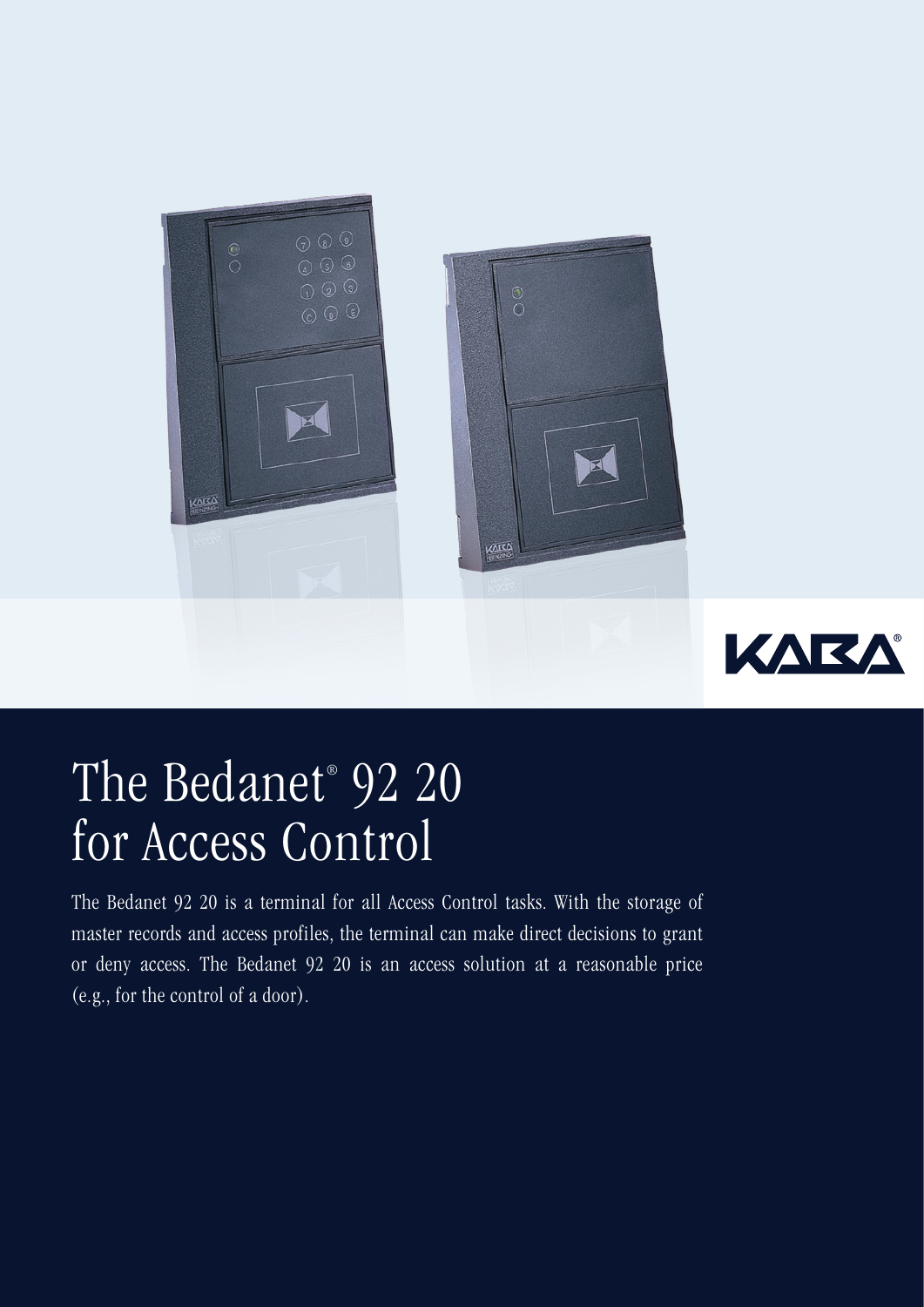# The Bedanet® 92 20 for Access Control

The Bedanet 92 20 is a terminal for all Access Control tasks. With the storage of master records and access profiles, the terminal can make direct decisions to grant or deny access. The Bedanet 92 20 is an access solution at a reasonable price (e.g., for the control of a door).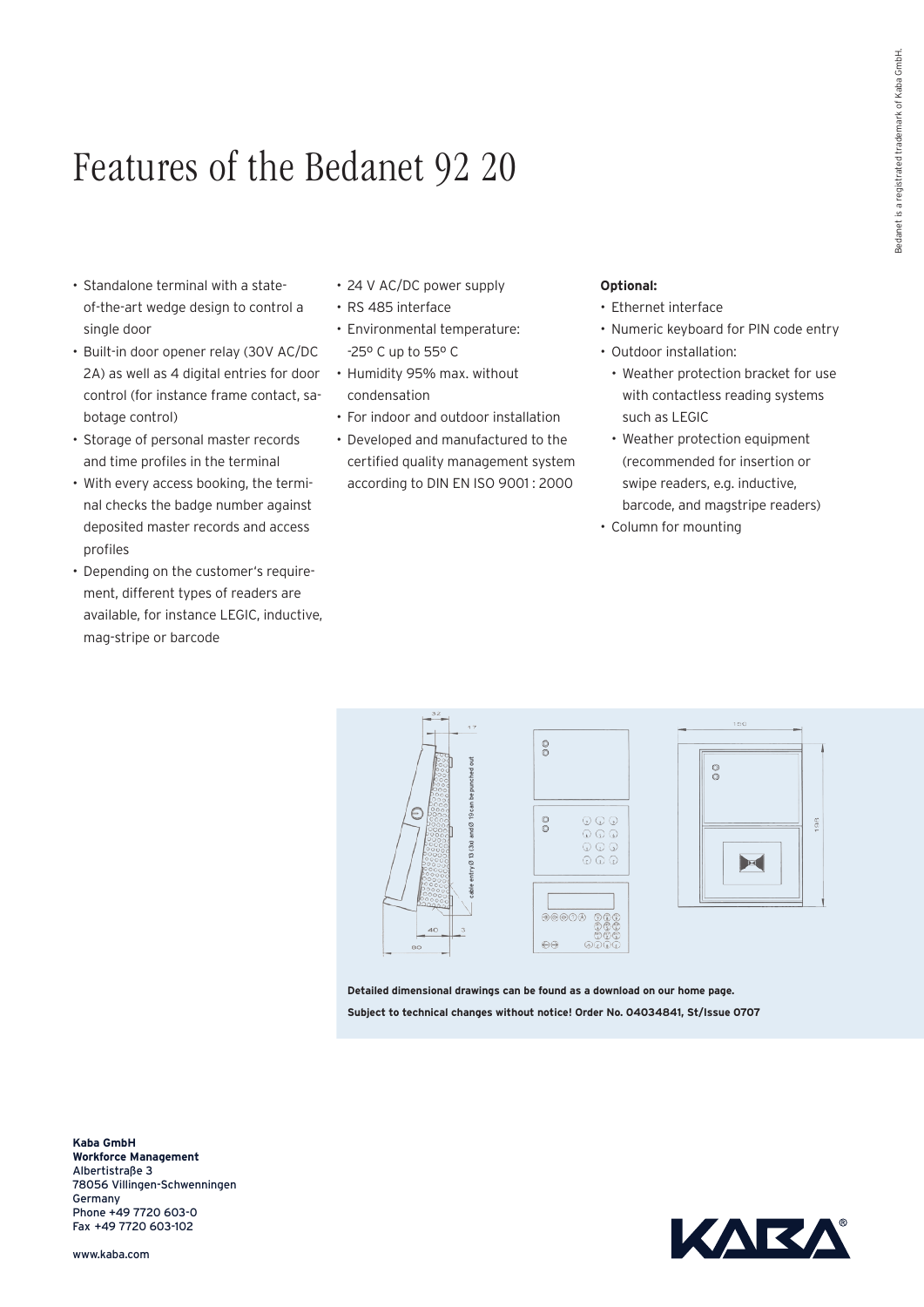# Features of the Bedanet 92 20

- Standalone terminal with a state-of-the-art wedge design to control a single door
- Built-in door opener relay (30V AC/DC 2A) as well as 4 digital entries for door control (for instance frame contact, sabotage control)
- Storage of personal master records and time profiles in the terminal
- With every access booking, the terminal checks the badge number against deposited master records and access profiles
- Depending on the customer's requirement, different types of readers are available, for instance LEGIC, inductive, mag-stripe or barcode
- 24 V AC/DC power supply
- RS 485 interface
- Environmental temperature: -25º C up to 55º C
- Humidity 95% max. without condensation
- For indoor and outdoor installation
- Developed and manufactured to the certified quality management system according to DIN EN ISO 9001 : 2000

**Optional:**

- Ethernet interface
- Numeric keyboard for PIN code entry
- Outdoor installation:
  - Weather protection bracket for use with contactless reading systems such as LEGIC
  - Weather protection equipment (recommended for insertion or swipe readers, e.g. inductive, barcode, and magstripe readers)
- Column for mounting

32
17
cable entry Ø 13 (3x) and Ø 19 can be punched out
40
3
80
150
198

**Detailed dimensional drawings can be found as a download on our home page.**

**Subject to technical changes without notice! Order No. 04034841, St/Issue 0707**

Bedanet is a registrated trademark of Kaba GmbH.

**Kaba GmbH**
**Workforce Management**
Albertistraβe 3
78056 Villingen-Schwenningen
Germany
Phone +49 7720 603-0
Fax +49 7720 603-102

www.kaba.com